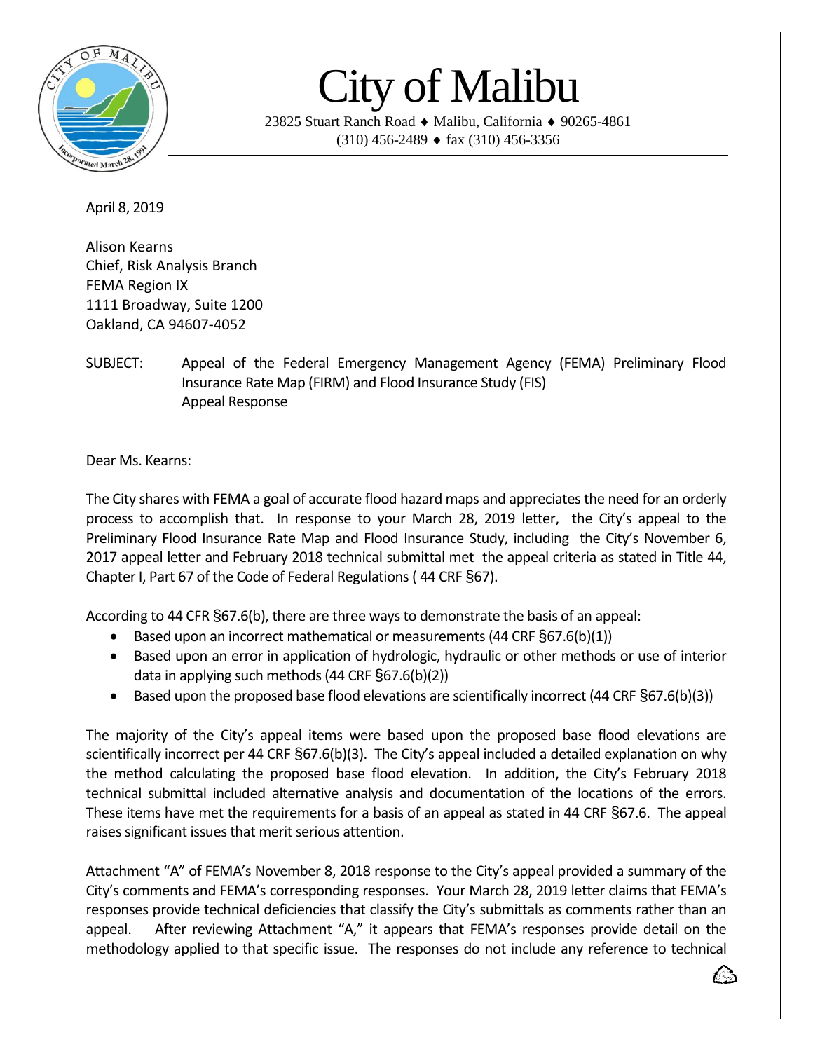# City of Malibu

23825 Stuart Ranch Road ♦ Malibu, California ♦ 90265-4861
(310) 456-2489 ♦ fax (310) 456-3356

April 8, 2019

Alison Kearns
Chief, Risk Analysis Branch
FEMA Region IX
1111 Broadway, Suite 1200
Oakland, CA 94607-4052

SUBJECT: Appeal of the Federal Emergency Management Agency (FEMA) Preliminary Flood Insurance Rate Map (FIRM) and Flood Insurance Study (FIS) Appeal Response

Dear Ms. Kearns:

The City shares with FEMA a goal of accurate flood hazard maps and appreciates the need for an orderly process to accomplish that. In response to your March 28, 2019 letter, the City's appeal to the Preliminary Flood Insurance Rate Map and Flood Insurance Study, including the City's November 6, 2017 appeal letter and February 2018 technical submittal met the appeal criteria as stated in Title 44, Chapter I, Part 67 of the Code of Federal Regulations ( 44 CRF §67).

According to 44 CFR §67.6(b), there are three ways to demonstrate the basis of an appeal:

- Based upon an incorrect mathematical or measurements (44 CRF §67.6(b)(1))
- Based upon an error in application of hydrologic, hydraulic or other methods or use of interior data in applying such methods (44 CRF §67.6(b)(2))
- Based upon the proposed base flood elevations are scientifically incorrect (44 CRF §67.6(b)(3))

The majority of the City's appeal items were based upon the proposed base flood elevations are scientifically incorrect per 44 CRF §67.6(b)(3). The City's appeal included a detailed explanation on why the method calculating the proposed base flood elevation. In addition, the City's February 2018 technical submittal included alternative analysis and documentation of the locations of the errors. These items have met the requirements for a basis of an appeal as stated in 44 CRF §67.6. The appeal raises significant issues that merit serious attention.

Attachment "A" of FEMA's November 8, 2018 response to the City's appeal provided a summary of the City's comments and FEMA's corresponding responses. Your March 28, 2019 letter claims that FEMA's responses provide technical deficiencies that classify the City's submittals as comments rather than an appeal. After reviewing Attachment "A," it appears that FEMA's responses provide detail on the methodology applied to that specific issue. The responses do not include any reference to technical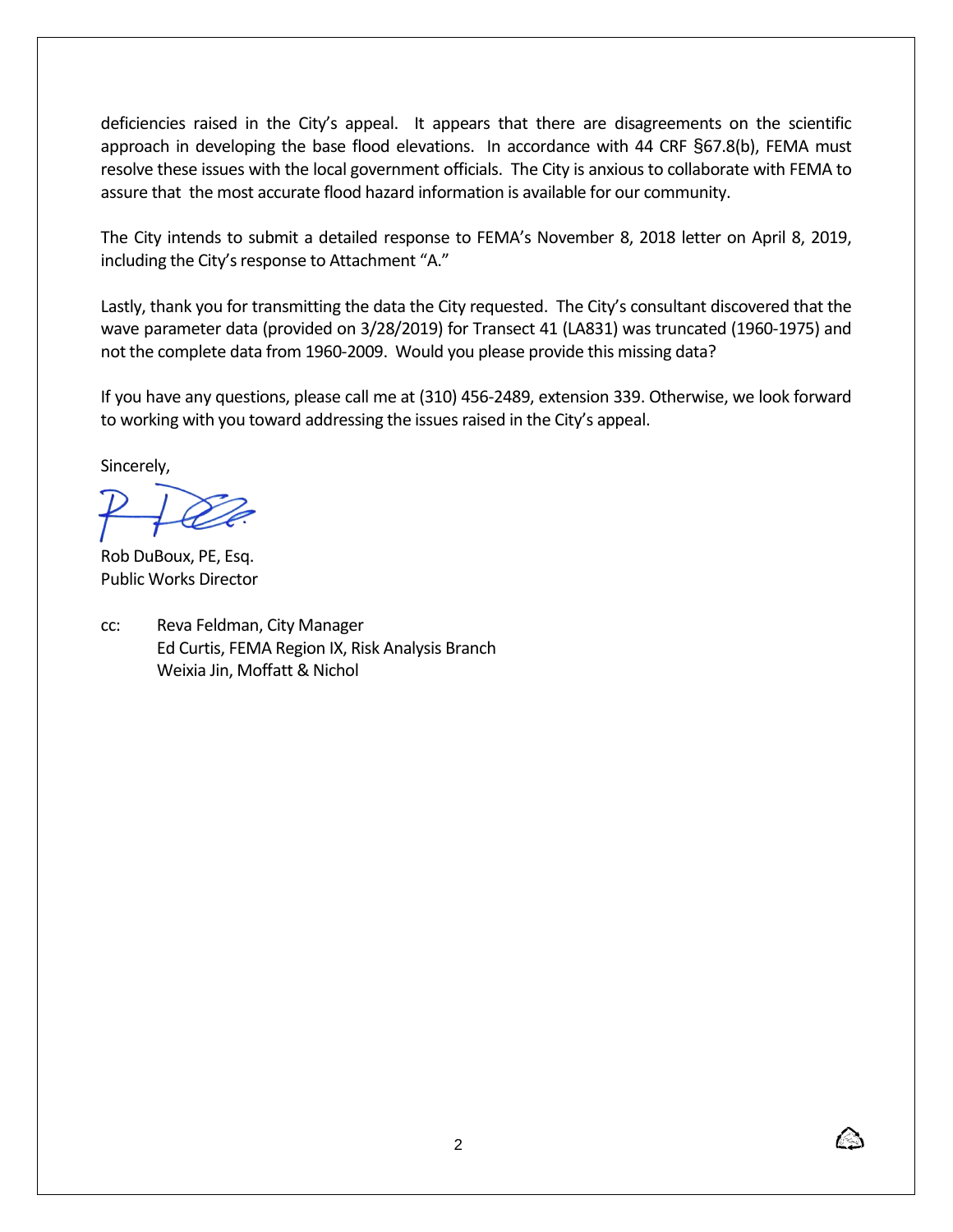deficiencies raised in the City's appeal. It appears that there are disagreements on the scientific approach in developing the base flood elevations. In accordance with 44 CRF §67.8(b), FEMA must resolve these issues with the local government officials. The City is anxious to collaborate with FEMA to assure that the most accurate flood hazard information is available for our community.

The City intends to submit a detailed response to FEMA's November 8, 2018 letter on April 8, 2019, including the City's response to Attachment "A."

Lastly, thank you for transmitting the data the City requested. The City's consultant discovered that the wave parameter data (provided on 3/28/2019) for Transect 41 (LA831) was truncated (1960-1975) and not the complete data from 1960-2009. Would you please provide this missing data?

If you have any questions, please call me at (310) 456-2489, extension 339. Otherwise, we look forward to working with you toward addressing the issues raised in the City's appeal.

Sincerely,

Rob DuBoux, PE, Esq.  
Public Works Director

cc: Reva Feldman, City Manager  
Ed Curtis, FEMA Region IX, Risk Analysis Branch  
Weixia Jin, Moffatt & Nichol